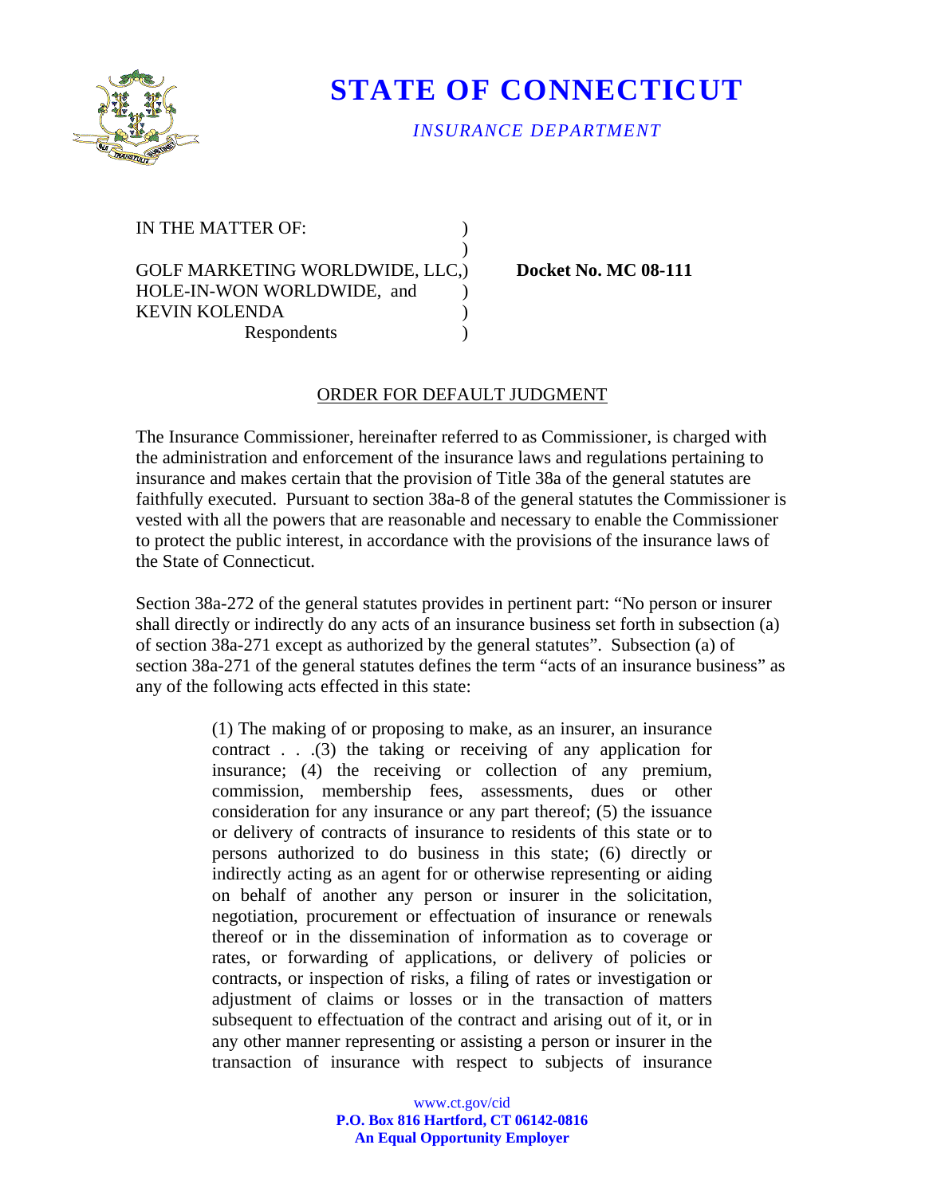# STATE OF CONNECTICUT

*INSURANCE DEPARTMENT*

IN THE MATTER OF: )
)
GOLF MARKETING WORLDWIDE, LLC,) **Docket No. MC 08-111**
HOLE-IN-WON WORLDWIDE, and )
KEVIN KOLENDA )
Respondents )

## ORDER FOR DEFAULT JUDGMENT

The Insurance Commissioner, hereinafter referred to as Commissioner, is charged with the administration and enforcement of the insurance laws and regulations pertaining to insurance and makes certain that the provision of Title 38a of the general statutes are faithfully executed. Pursuant to section 38a-8 of the general statutes the Commissioner is vested with all the powers that are reasonable and necessary to enable the Commissioner to protect the public interest, in accordance with the provisions of the insurance laws of the State of Connecticut.

Section 38a-272 of the general statutes provides in pertinent part: "No person or insurer shall directly or indirectly do any acts of an insurance business set forth in subsection (a) of section 38a-271 except as authorized by the general statutes". Subsection (a) of section 38a-271 of the general statutes defines the term "acts of an insurance business" as any of the following acts effected in this state:

> (1) The making of or proposing to make, as an insurer, an insurance contract . . .(3) the taking or receiving of any application for insurance; (4) the receiving or collection of any premium, commission, membership fees, assessments, dues or other consideration for any insurance or any part thereof; (5) the issuance or delivery of contracts of insurance to residents of this state or to persons authorized to do business in this state; (6) directly or indirectly acting as an agent for or otherwise representing or aiding on behalf of another any person or insurer in the solicitation, negotiation, procurement or effectuation of insurance or renewals thereof or in the dissemination of information as to coverage or rates, or forwarding of applications, or delivery of policies or contracts, or inspection of risks, a filing of rates or investigation or adjustment of claims or losses or in the transaction of matters subsequent to effectuation of the contract and arising out of it, or in any other manner representing or assisting a person or insurer in the transaction of insurance with respect to subjects of insurance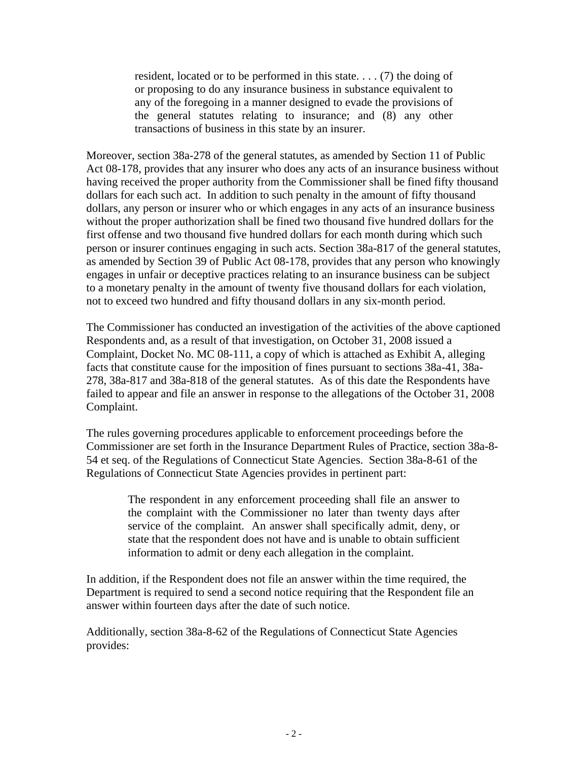> resident, located or to be performed in this state. . . . (7) the doing of or proposing to do any insurance business in substance equivalent to any of the foregoing in a manner designed to evade the provisions of the general statutes relating to insurance; and (8) any other transactions of business in this state by an insurer.

Moreover, section 38a-278 of the general statutes, as amended by Section 11 of Public Act 08-178, provides that any insurer who does any acts of an insurance business without having received the proper authority from the Commissioner shall be fined fifty thousand dollars for each such act. In addition to such penalty in the amount of fifty thousand dollars, any person or insurer who or which engages in any acts of an insurance business without the proper authorization shall be fined two thousand five hundred dollars for the first offense and two thousand five hundred dollars for each month during which such person or insurer continues engaging in such acts. Section 38a-817 of the general statutes, as amended by Section 39 of Public Act 08-178, provides that any person who knowingly engages in unfair or deceptive practices relating to an insurance business can be subject to a monetary penalty in the amount of twenty five thousand dollars for each violation, not to exceed two hundred and fifty thousand dollars in any six-month period.

The Commissioner has conducted an investigation of the activities of the above captioned Respondents and, as a result of that investigation, on October 31, 2008 issued a Complaint, Docket No. MC 08-111, a copy of which is attached as Exhibit A, alleging facts that constitute cause for the imposition of fines pursuant to sections 38a-41, 38a-278, 38a-817 and 38a-818 of the general statutes. As of this date the Respondents have failed to appear and file an answer in response to the allegations of the October 31, 2008 Complaint.

The rules governing procedures applicable to enforcement proceedings before the Commissioner are set forth in the Insurance Department Rules of Practice, section 38a-8-54 et seq. of the Regulations of Connecticut State Agencies. Section 38a-8-61 of the Regulations of Connecticut State Agencies provides in pertinent part:

> The respondent in any enforcement proceeding shall file an answer to the complaint with the Commissioner no later than twenty days after service of the complaint. An answer shall specifically admit, deny, or state that the respondent does not have and is unable to obtain sufficient information to admit or deny each allegation in the complaint.

In addition, if the Respondent does not file an answer within the time required, the Department is required to send a second notice requiring that the Respondent file an answer within fourteen days after the date of such notice.

Additionally, section 38a-8-62 of the Regulations of Connecticut State Agencies provides: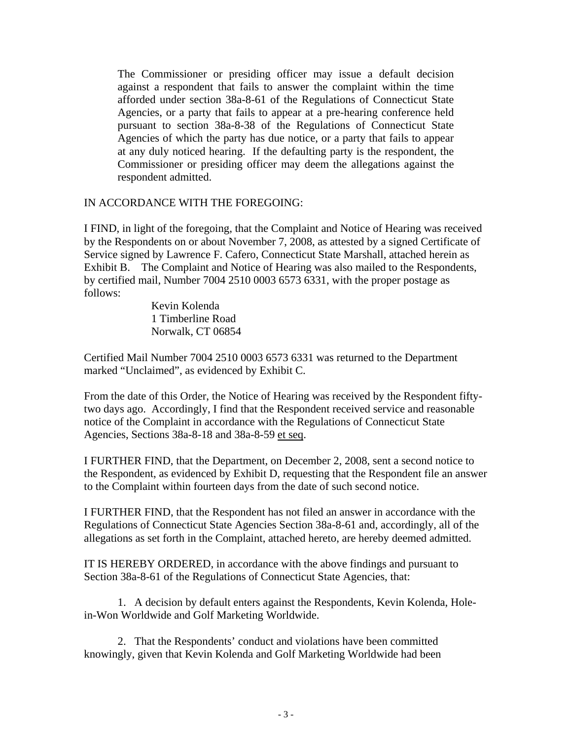> The Commissioner or presiding officer may issue a default decision against a respondent that fails to answer the complaint within the time afforded under section 38a-8-61 of the Regulations of Connecticut State Agencies, or a party that fails to appear at a pre-hearing conference held pursuant to section 38a-8-38 of the Regulations of Connecticut State Agencies of which the party has due notice, or a party that fails to appear at any duly noticed hearing. If the defaulting party is the respondent, the Commissioner or presiding officer may deem the allegations against the respondent admitted.

IN ACCORDANCE WITH THE FOREGOING:

I FIND, in light of the foregoing, that the Complaint and Notice of Hearing was received by the Respondents on or about November 7, 2008, as attested by a signed Certificate of Service signed by Lawrence F. Cafero, Connecticut State Marshall, attached herein as Exhibit B. The Complaint and Notice of Hearing was also mailed to the Respondents, by certified mail, Number 7004 2510 0003 6573 6331, with the proper postage as follows:

Kevin Kolenda
1 Timberline Road
Norwalk, CT 06854

Certified Mail Number 7004 2510 0003 6573 6331 was returned to the Department marked "Unclaimed", as evidenced by Exhibit C.

From the date of this Order, the Notice of Hearing was received by the Respondent fifty-two days ago. Accordingly, I find that the Respondent received service and reasonable notice of the Complaint in accordance with the Regulations of Connecticut State Agencies, Sections 38a-8-18 and 38a-8-59 et seq.

I FURTHER FIND, that the Department, on December 2, 2008, sent a second notice to the Respondent, as evidenced by Exhibit D, requesting that the Respondent file an answer to the Complaint within fourteen days from the date of such second notice.

I FURTHER FIND, that the Respondent has not filed an answer in accordance with the Regulations of Connecticut State Agencies Section 38a-8-61 and, accordingly, all of the allegations as set forth in the Complaint, attached hereto, are hereby deemed admitted.

IT IS HEREBY ORDERED, in accordance with the above findings and pursuant to Section 38a-8-61 of the Regulations of Connecticut State Agencies, that:

1. A decision by default enters against the Respondents, Kevin Kolenda, Hole-in-Won Worldwide and Golf Marketing Worldwide.

2. That the Respondents' conduct and violations have been committed knowingly, given that Kevin Kolenda and Golf Marketing Worldwide had been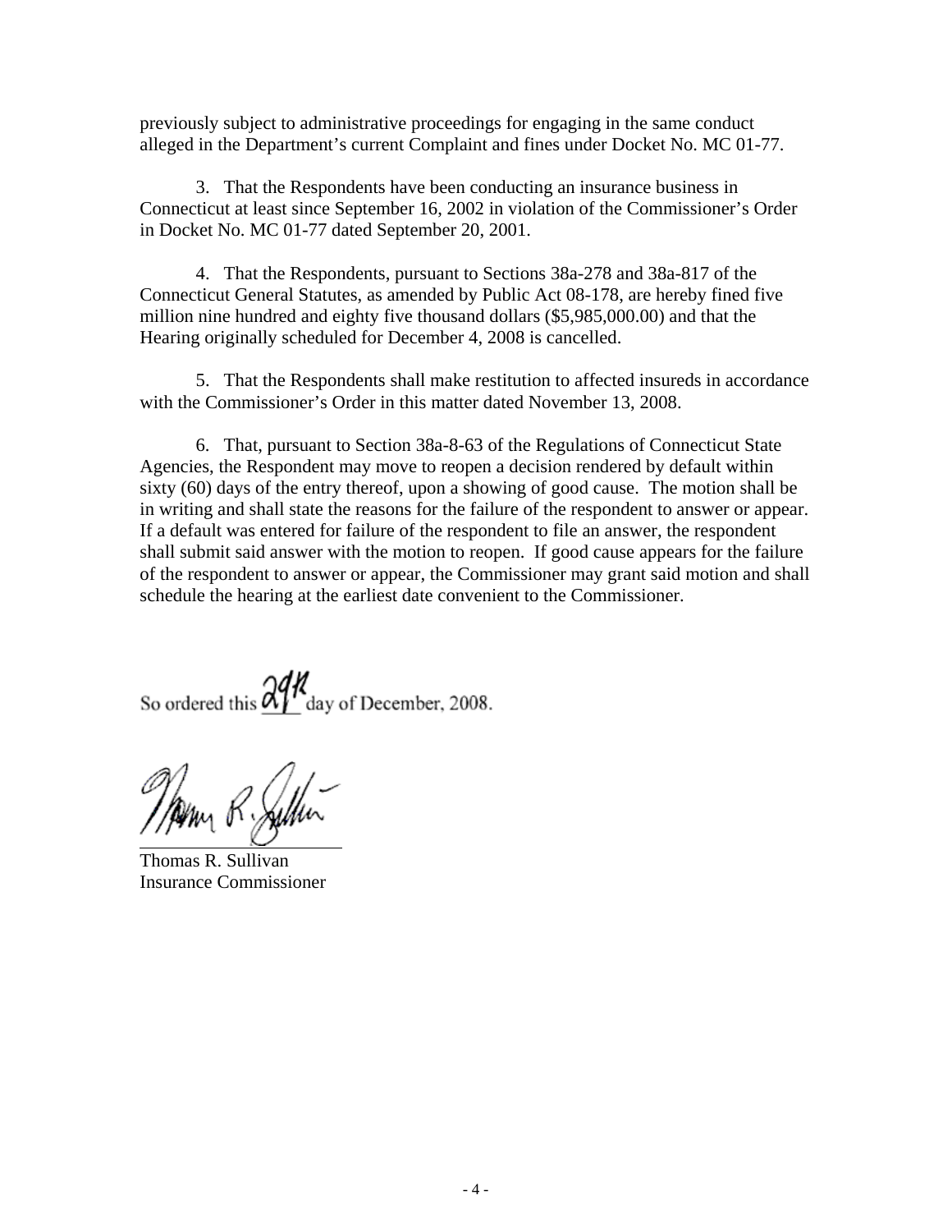previously subject to administrative proceedings for engaging in the same conduct alleged in the Department's current Complaint and fines under Docket No. MC 01-77.

3. That the Respondents have been conducting an insurance business in Connecticut at least since September 16, 2002 in violation of the Commissioner's Order in Docket No. MC 01-77 dated September 20, 2001.

4. That the Respondents, pursuant to Sections 38a-278 and 38a-817 of the Connecticut General Statutes, as amended by Public Act 08-178, are hereby fined five million nine hundred and eighty five thousand dollars ($5,985,000.00) and that the Hearing originally scheduled for December 4, 2008 is cancelled.

5. That the Respondents shall make restitution to affected insureds in accordance with the Commissioner's Order in this matter dated November 13, 2008.

6. That, pursuant to Section 38a-8-63 of the Regulations of Connecticut State Agencies, the Respondent may move to reopen a decision rendered by default within sixty (60) days of the entry thereof, upon a showing of good cause. The motion shall be in writing and shall state the reasons for the failure of the respondent to answer or appear. If a default was entered for failure of the respondent to file an answer, the respondent shall submit said answer with the motion to reopen. If good cause appears for the failure of the respondent to answer or appear, the Commissioner may grant said motion and shall schedule the hearing at the earliest date convenient to the Commissioner.

So ordered this 29th day of December, 2008.

Thomas R. Sullivan
Insurance Commissioner